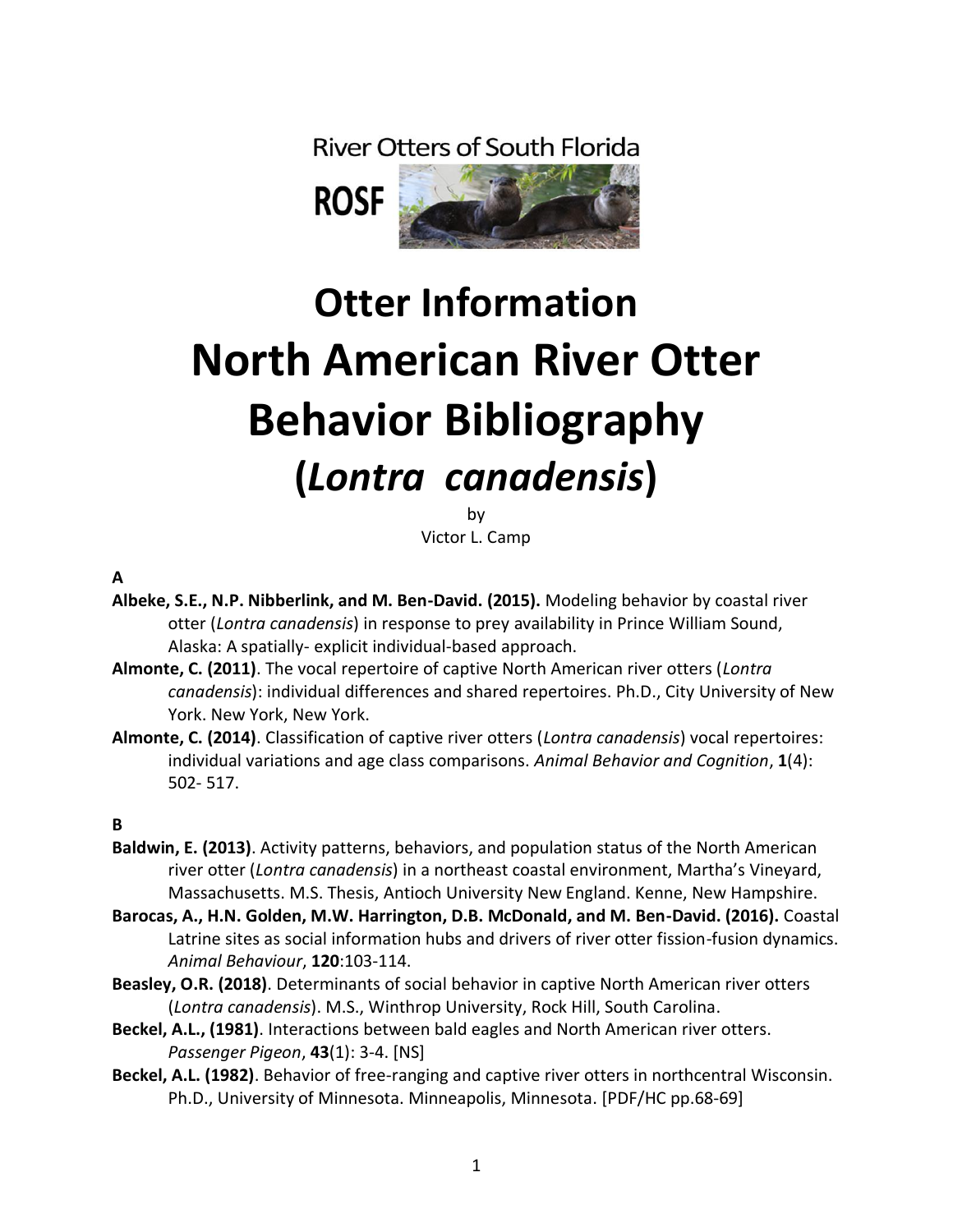River Otters of South Florida

**ROSF**

# Otter Information
# North American River Otter Behavior Bibliography
# (*Lontra canadensis*)

by

Victor L. Camp

**A**

**Albeke, S.E., N.P. Nibberlink, and M. Ben-David. (2015).** Modeling behavior by coastal river otter (*Lontra canadensis*) in response to prey availability in Prince William Sound, Alaska: A spatially- explicit individual-based approach.

**Almonte, C. (2011)**. The vocal repertoire of captive North American river otters (*Lontra canadensis*): individual differences and shared repertoires. Ph.D., City University of New York. New York, New York.

**Almonte, C. (2014)**. Classification of captive river otters (*Lontra canadensis*) vocal repertoires: individual variations and age class comparisons. *Animal Behavior and Cognition*, **1**(4): 502- 517.

**B**

**Baldwin, E. (2013)**. Activity patterns, behaviors, and population status of the North American river otter (*Lontra canadensis*) in a northeast coastal environment, Martha's Vineyard, Massachusetts. M.S. Thesis, Antioch University New England. Kenne, New Hampshire.

**Barocas, A., H.N. Golden, M.W. Harrington, D.B. McDonald, and M. Ben-David. (2016).** Coastal Latrine sites as social information hubs and drivers of river otter fission-fusion dynamics. *Animal Behaviour*, **120**:103-114.

**Beasley, O.R. (2018)**. Determinants of social behavior in captive North American river otters (*Lontra canadensis*). M.S., Winthrop University, Rock Hill, South Carolina.

**Beckel, A.L., (1981)**. Interactions between bald eagles and North American river otters. *Passenger Pigeon*, **43**(1): 3-4. [NS]

**Beckel, A.L. (1982)**. Behavior of free-ranging and captive river otters in northcentral Wisconsin. Ph.D., University of Minnesota. Minneapolis, Minnesota. [PDF/HC pp.68-69]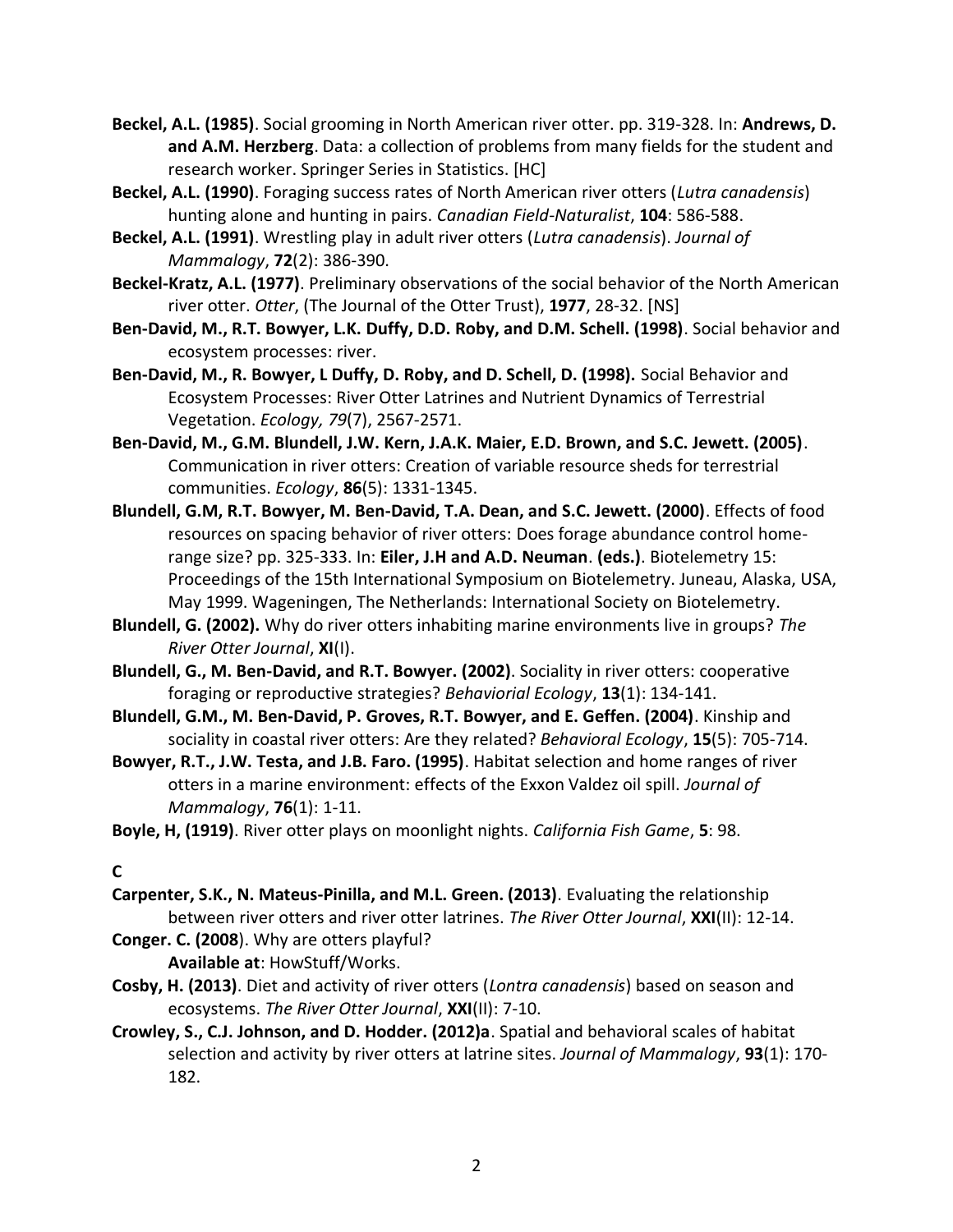**Beckel, A.L. (1985)**. Social grooming in North American river otter. pp. 319-328. In: **Andrews, D. and A.M. Herzberg**. Data: a collection of problems from many fields for the student and research worker. Springer Series in Statistics. [HC]

**Beckel, A.L. (1990)**. Foraging success rates of North American river otters (*Lutra canadensis*) hunting alone and hunting in pairs. *Canadian Field-Naturalist*, **104**: 586-588.

**Beckel, A.L. (1991)**. Wrestling play in adult river otters (*Lutra canadensis*). *Journal of Mammalogy*, **72**(2): 386-390.

**Beckel-Kratz, A.L. (1977)**. Preliminary observations of the social behavior of the North American river otter. *Otter*, (The Journal of the Otter Trust), **1977**, 28-32. [NS]

**Ben-David, M., R.T. Bowyer, L.K. Duffy, D.D. Roby, and D.M. Schell. (1998)**. Social behavior and ecosystem processes: river.

**Ben-David, M., R. Bowyer, L Duffy, D. Roby, and D. Schell, D. (1998).** Social Behavior and Ecosystem Processes: River Otter Latrines and Nutrient Dynamics of Terrestrial Vegetation. *Ecology, 79*(7), 2567-2571.

**Ben-David, M., G.M. Blundell, J.W. Kern, J.A.K. Maier, E.D. Brown, and S.C. Jewett. (2005)**. Communication in river otters: Creation of variable resource sheds for terrestrial communities. *Ecology*, **86**(5): 1331-1345.

**Blundell, G.M, R.T. Bowyer, M. Ben-David, T.A. Dean, and S.C. Jewett. (2000)**. Effects of food resources on spacing behavior of river otters: Does forage abundance control home-range size? pp. 325-333. In: **Eiler, J.H and A.D. Neuman**. **(eds.)**. Biotelemetry 15: Proceedings of the 15th International Symposium on Biotelemetry. Juneau, Alaska, USA, May 1999. Wageningen, The Netherlands: International Society on Biotelemetry.

**Blundell, G. (2002).** Why do river otters inhabiting marine environments live in groups? *The River Otter Journal*, **XI**(I).

**Blundell, G., M. Ben-David, and R.T. Bowyer. (2002)**. Sociality in river otters: cooperative foraging or reproductive strategies? *Behaviorial Ecology*, **13**(1): 134-141.

**Blundell, G.M., M. Ben-David, P. Groves, R.T. Bowyer, and E. Geffen. (2004)**. Kinship and sociality in coastal river otters: Are they related? *Behavioral Ecology*, **15**(5): 705-714.

**Bowyer, R.T., J.W. Testa, and J.B. Faro. (1995)**. Habitat selection and home ranges of river otters in a marine environment: effects of the Exxon Valdez oil spill. *Journal of Mammalogy*, **76**(1): 1-11.

**Boyle, H, (1919)**. River otter plays on moonlight nights. *California Fish Game*, **5**: 98.

## C

**Carpenter, S.K., N. Mateus-Pinilla, and M.L. Green. (2013)**. Evaluating the relationship between river otters and river otter latrines. *The River Otter Journal*, **XXI**(II): 12-14.

**Conger. C. (2008**). Why are otters playful?
**Available at**: HowStuff/Works.

**Cosby, H. (2013)**. Diet and activity of river otters (*Lontra canadensis*) based on season and ecosystems. *The River Otter Journal*, **XXI**(II): 7-10.

**Crowley, S., C.J. Johnson, and D. Hodder. (2012)a**. Spatial and behavioral scales of habitat selection and activity by river otters at latrine sites. *Journal of Mammalogy*, **93**(1): 170-182.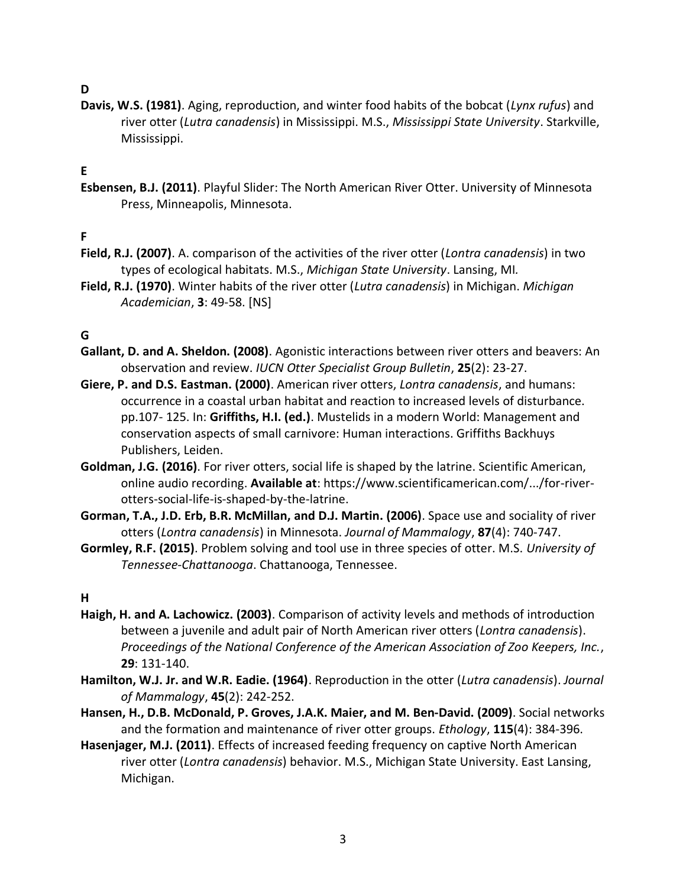## D

**Davis, W.S. (1981)**. Aging, reproduction, and winter food habits of the bobcat (*Lynx rufus*) and river otter (*Lutra canadensis*) in Mississippi. M.S., *Mississippi State University*. Starkville, Mississippi.

## E

**Esbensen, B.J. (2011)**. Playful Slider: The North American River Otter. University of Minnesota Press, Minneapolis, Minnesota.

## F

**Field, R.J. (2007)**. A. comparison of the activities of the river otter (*Lontra canadensis*) in two types of ecological habitats. M.S., *Michigan State University*. Lansing, MI.

**Field, R.J. (1970)**. Winter habits of the river otter (*Lutra canadensis*) in Michigan. *Michigan Academician*, **3**: 49-58. [NS]

## G

**Gallant, D. and A. Sheldon. (2008)**. Agonistic interactions between river otters and beavers: An observation and review. *IUCN Otter Specialist Group Bulletin*, **25**(2): 23-27.

**Giere, P. and D.S. Eastman. (2000)**. American river otters, *Lontra canadensis*, and humans: occurrence in a coastal urban habitat and reaction to increased levels of disturbance. pp.107- 125. In: **Griffiths, H.I. (ed.)**. Mustelids in a modern World: Management and conservation aspects of small carnivore: Human interactions. Griffiths Backhuys Publishers, Leiden.

**Goldman, J.G. (2016)**. For river otters, social life is shaped by the latrine. Scientific American, online audio recording. **Available at**: https://www.scientificamerican.com/.../for-river-otters-social-life-is-shaped-by-the-latrine.

**Gorman, T.A., J.D. Erb, B.R. McMillan, and D.J. Martin. (2006)**. Space use and sociality of river otters (*Lontra canadensis*) in Minnesota. *Journal of Mammalogy*, **87**(4): 740-747.

**Gormley, R.F. (2015)**. Problem solving and tool use in three species of otter. M.S. *University of Tennessee-Chattanooga*. Chattanooga, Tennessee.

## H

**Haigh, H. and A. Lachowicz. (2003)**. Comparison of activity levels and methods of introduction between a juvenile and adult pair of North American river otters (*Lontra canadensis*). *Proceedings of the National Conference of the American Association of Zoo Keepers, Inc.*, **29**: 131-140.

**Hamilton, W.J. Jr. and W.R. Eadie. (1964)**. Reproduction in the otter (*Lutra canadensis*). *Journal of Mammalogy*, **45**(2): 242-252.

**Hansen, H., D.B. McDonald, P. Groves, J.A.K. Maier, and M. Ben-David. (2009)**. Social networks and the formation and maintenance of river otter groups. *Ethology*, **115**(4): 384-396.

**Hasenjager, M.J. (2011)**. Effects of increased feeding frequency on captive North American river otter (*Lontra canadensis*) behavior. M.S., Michigan State University. East Lansing, Michigan.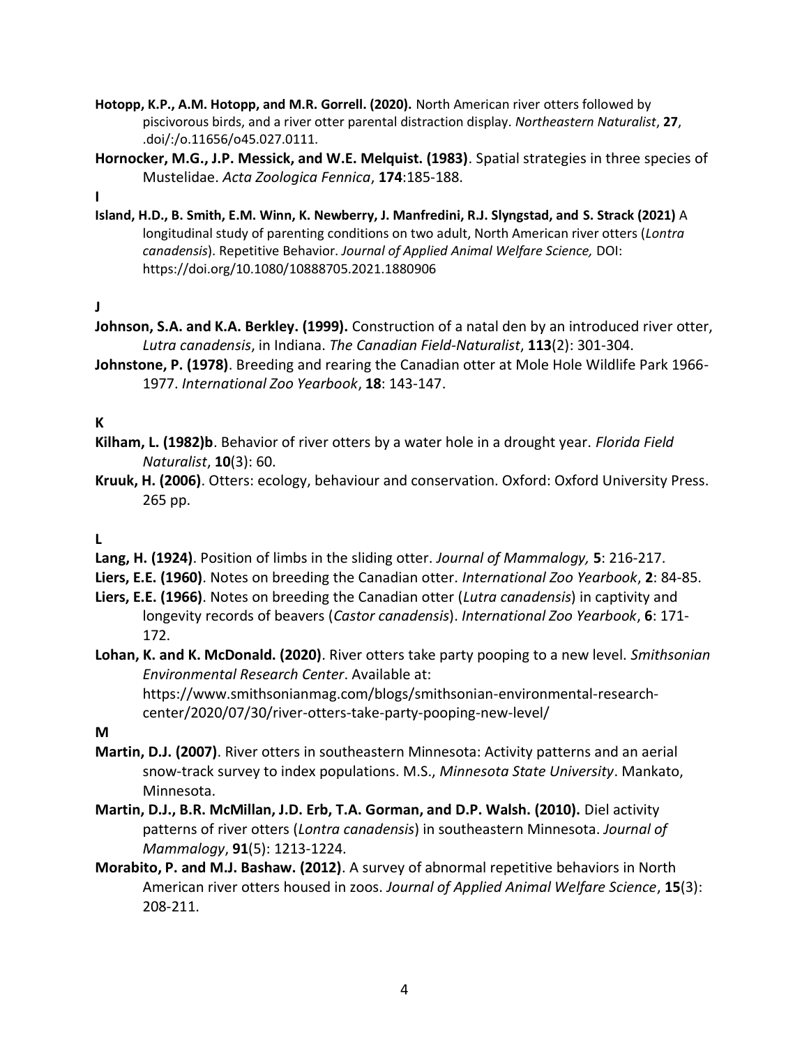**Hotopp, K.P., A.M. Hotopp, and M.R. Gorrell. (2020).** North American river otters followed by piscivorous birds, and a river otter parental distraction display. *Northeastern Naturalist*, **27**, .doi/:/o.11656/o45.027.0111.

**Hornocker, M.G., J.P. Messick, and W.E. Melquist. (1983)**. Spatial strategies in three species of Mustelidae. *Acta Zoologica Fennica*, **174**:185-188.

**I**

**Island, H.D., B. Smith, E.M. Winn, K. Newberry, J. Manfredini, R.J. Slyngstad, and S. Strack (2021)** A longitudinal study of parenting conditions on two adult, North American river otters (*Lontra canadensis*). Repetitive Behavior. *Journal of Applied Animal Welfare Science,* DOI: https://doi.org/10.1080/10888705.2021.1880906

**J**

**Johnson, S.A. and K.A. Berkley. (1999).** Construction of a natal den by an introduced river otter, *Lutra canadensis*, in Indiana. *The Canadian Field-Naturalist*, **113**(2): 301-304.

**Johnstone, P. (1978)**. Breeding and rearing the Canadian otter at Mole Hole Wildlife Park 1966-1977. *International Zoo Yearbook*, **18**: 143-147.

**K**

**Kilham, L. (1982)b**. Behavior of river otters by a water hole in a drought year. *Florida Field Naturalist*, **10**(3): 60.

**Kruuk, H. (2006)**. Otters: ecology, behaviour and conservation. Oxford: Oxford University Press. 265 pp.

**L**

**Lang, H. (1924)**. Position of limbs in the sliding otter. *Journal of Mammalogy,* **5**: 216-217.

**Liers, E.E. (1960)**. Notes on breeding the Canadian otter. *International Zoo Yearbook*, **2**: 84-85.

**Liers, E.E. (1966)**. Notes on breeding the Canadian otter (*Lutra canadensis*) in captivity and longevity records of beavers (*Castor canadensis*). *International Zoo Yearbook*, **6**: 171-172.

**Lohan, K. and K. McDonald. (2020)**. River otters take party pooping to a new level. *Smithsonian Environmental Research Center*. Available at: https://www.smithsonianmag.com/blogs/smithsonian-environmental-research-center/2020/07/30/river-otters-take-party-pooping-new-level/

**M**

**Martin, D.J. (2007)**. River otters in southeastern Minnesota: Activity patterns and an aerial snow-track survey to index populations. M.S., *Minnesota State University*. Mankato, Minnesota.

**Martin, D.J., B.R. McMillan, J.D. Erb, T.A. Gorman, and D.P. Walsh. (2010).** Diel activity patterns of river otters (*Lontra canadensis*) in southeastern Minnesota. *Journal of Mammalogy*, **91**(5): 1213-1224.

**Morabito, P. and M.J. Bashaw. (2012)**. A survey of abnormal repetitive behaviors in North American river otters housed in zoos. *Journal of Applied Animal Welfare Science*, **15**(3): 208-211.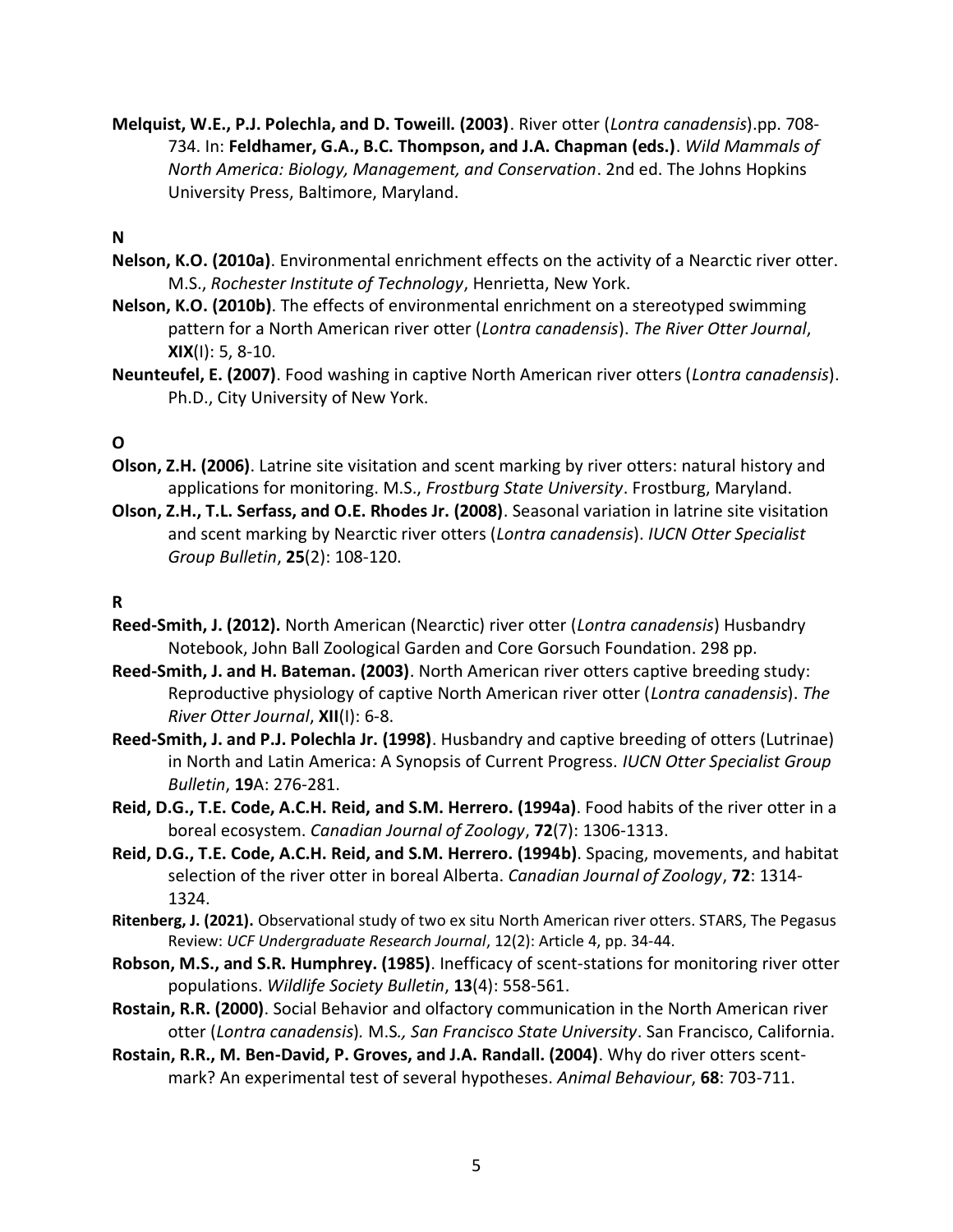**Melquist, W.E., P.J. Polechla, and D. Toweill. (2003)**. River otter (*Lontra canadensis*).pp. 708-734. In: **Feldhamer, G.A., B.C. Thompson, and J.A. Chapman (eds.)**. *Wild Mammals of North America: Biology, Management, and Conservation*. 2nd ed. The Johns Hopkins University Press, Baltimore, Maryland.

**N**

**Nelson, K.O. (2010a)**. Environmental enrichment effects on the activity of a Nearctic river otter. M.S., *Rochester Institute of Technology*, Henrietta, New York.

**Nelson, K.O. (2010b)**. The effects of environmental enrichment on a stereotyped swimming pattern for a North American river otter (*Lontra canadensis*). *The River Otter Journal*, **XIX**(I): 5, 8-10.

**Neunteufel, E. (2007)**. Food washing in captive North American river otters (*Lontra canadensis*). Ph.D., City University of New York.

**O**

**Olson, Z.H. (2006)**. Latrine site visitation and scent marking by river otters: natural history and applications for monitoring. M.S., *Frostburg State University*. Frostburg, Maryland.

**Olson, Z.H., T.L. Serfass, and O.E. Rhodes Jr. (2008)**. Seasonal variation in latrine site visitation and scent marking by Nearctic river otters (*Lontra canadensis*). *IUCN Otter Specialist Group Bulletin*, **25**(2): 108-120.

**R**

**Reed-Smith, J. (2012).** North American (Nearctic) river otter (*Lontra canadensis*) Husbandry Notebook, John Ball Zoological Garden and Core Gorsuch Foundation. 298 pp.

**Reed-Smith, J. and H. Bateman. (2003)**. North American river otters captive breeding study: Reproductive physiology of captive North American river otter (*Lontra canadensis*). *The River Otter Journal*, **XII**(I): 6-8.

**Reed-Smith, J. and P.J. Polechla Jr. (1998)**. Husbandry and captive breeding of otters (Lutrinae) in North and Latin America: A Synopsis of Current Progress. *IUCN Otter Specialist Group Bulletin*, **19**A: 276-281.

**Reid, D.G., T.E. Code, A.C.H. Reid, and S.M. Herrero. (1994a)**. Food habits of the river otter in a boreal ecosystem. *Canadian Journal of Zoology*, **72**(7): 1306-1313.

**Reid, D.G., T.E. Code, A.C.H. Reid, and S.M. Herrero. (1994b)**. Spacing, movements, and habitat selection of the river otter in boreal Alberta. *Canadian Journal of Zoology*, **72**: 1314-1324.

**Ritenberg, J. (2021).** Observational study of two ex situ North American river otters. STARS, The Pegasus Review: *UCF Undergraduate Research Journal*, 12(2): Article 4, pp. 34-44.

**Robson, M.S., and S.R. Humphrey. (1985)**. Inefficacy of scent-stations for monitoring river otter populations. *Wildlife Society Bulletin*, **13**(4): 558-561.

**Rostain, R.R. (2000)**. Social Behavior and olfactory communication in the North American river otter (*Lontra canadensis*)*.* M.S*., San Francisco State University*. San Francisco, California.

**Rostain, R.R., M. Ben-David, P. Groves, and J.A. Randall. (2004)**. Why do river otters scent-mark? An experimental test of several hypotheses. *Animal Behaviour*, **68**: 703-711.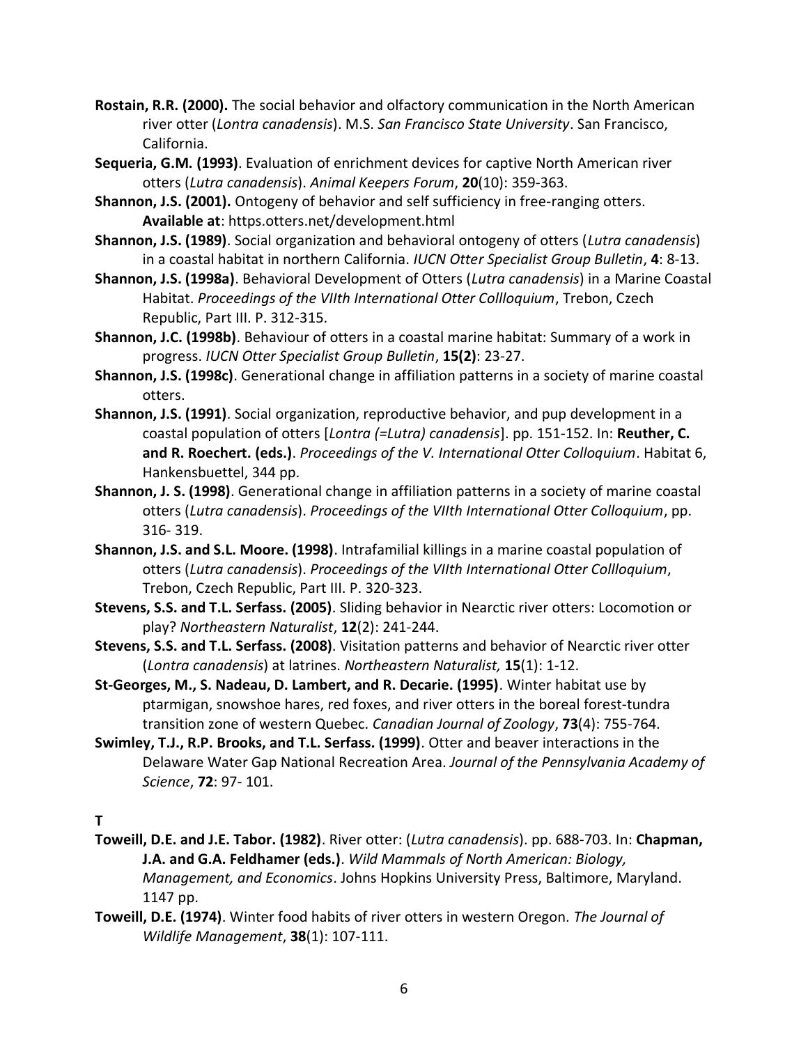**Rostain, R.R. (2000).** The social behavior and olfactory communication in the North American river otter (*Lontra canadensis*). M.S. *San Francisco State University*. San Francisco, California.

**Sequeria, G.M. (1993)**. Evaluation of enrichment devices for captive North American river otters (*Lutra canadensis*). *Animal Keepers Forum*, **20**(10): 359-363.

**Shannon, J.S. (2001).** Ontogeny of behavior and self sufficiency in free-ranging otters. **Available at**: https.otters.net/development.html

**Shannon, J.S. (1989)**. Social organization and behavioral ontogeny of otters (*Lutra canadensis*) in a coastal habitat in northern California. *IUCN Otter Specialist Group Bulletin*, **4**: 8-13.

**Shannon, J.S. (1998a)**. Behavioral Development of Otters (*Lutra canadensis*) in a Marine Coastal Habitat. *Proceedings of the VIIth International Otter Collloquium*, Trebon, Czech Republic, Part III. P. 312-315.

**Shannon, J.C. (1998b)**. Behaviour of otters in a coastal marine habitat: Summary of a work in progress. *IUCN Otter Specialist Group Bulletin*, **15(2)**: 23-27.

**Shannon, J.S. (1998c)**. Generational change in affiliation patterns in a society of marine coastal otters.

**Shannon, J.S. (1991)**. Social organization, reproductive behavior, and pup development in a coastal population of otters [*Lontra (=Lutra) canadensis*]. pp. 151-152. In: **Reuther, C. and R. Roechert. (eds.)**. *Proceedings of the V. International Otter Colloquium*. Habitat 6, Hankensbuettel, 344 pp.

**Shannon, J. S. (1998)**. Generational change in affiliation patterns in a society of marine coastal otters (*Lutra canadensis*). *Proceedings of the VIIth International Otter Colloquium*, pp. 316- 319.

**Shannon, J.S. and S.L. Moore. (1998)**. Intrafamilial killings in a marine coastal population of otters (*Lutra canadensis*). *Proceedings of the VIIth International Otter Collloquium*, Trebon, Czech Republic, Part III. P. 320-323.

**Stevens, S.S. and T.L. Serfass. (2005)**. Sliding behavior in Nearctic river otters: Locomotion or play? *Northeastern Naturalist*, **12**(2): 241-244.

**Stevens, S.S. and T.L. Serfass. (2008)**. Visitation patterns and behavior of Nearctic river otter (*Lontra canadensis*) at latrines. *Northeastern Naturalist,* **15**(1): 1-12.

**St-Georges, M., S. Nadeau, D. Lambert, and R. Decarie. (1995)**. Winter habitat use by ptarmigan, snowshoe hares, red foxes, and river otters in the boreal forest-tundra transition zone of western Quebec. *Canadian Journal of Zoology*, **73**(4): 755-764.

**Swimley, T.J., R.P. Brooks, and T.L. Serfass. (1999)**. Otter and beaver interactions in the Delaware Water Gap National Recreation Area. *Journal of the Pennsylvania Academy of Science*, **72**: 97- 101.

**T**

**Toweill, D.E. and J.E. Tabor. (1982)**. River otter: (*Lutra canadensis*). pp. 688-703. In: **Chapman, J.A. and G.A. Feldhamer (eds.)**. *Wild Mammals of North American: Biology, Management, and Economics*. Johns Hopkins University Press, Baltimore, Maryland. 1147 pp.

**Toweill, D.E. (1974)**. Winter food habits of river otters in western Oregon. *The Journal of Wildlife Management*, **38**(1): 107-111.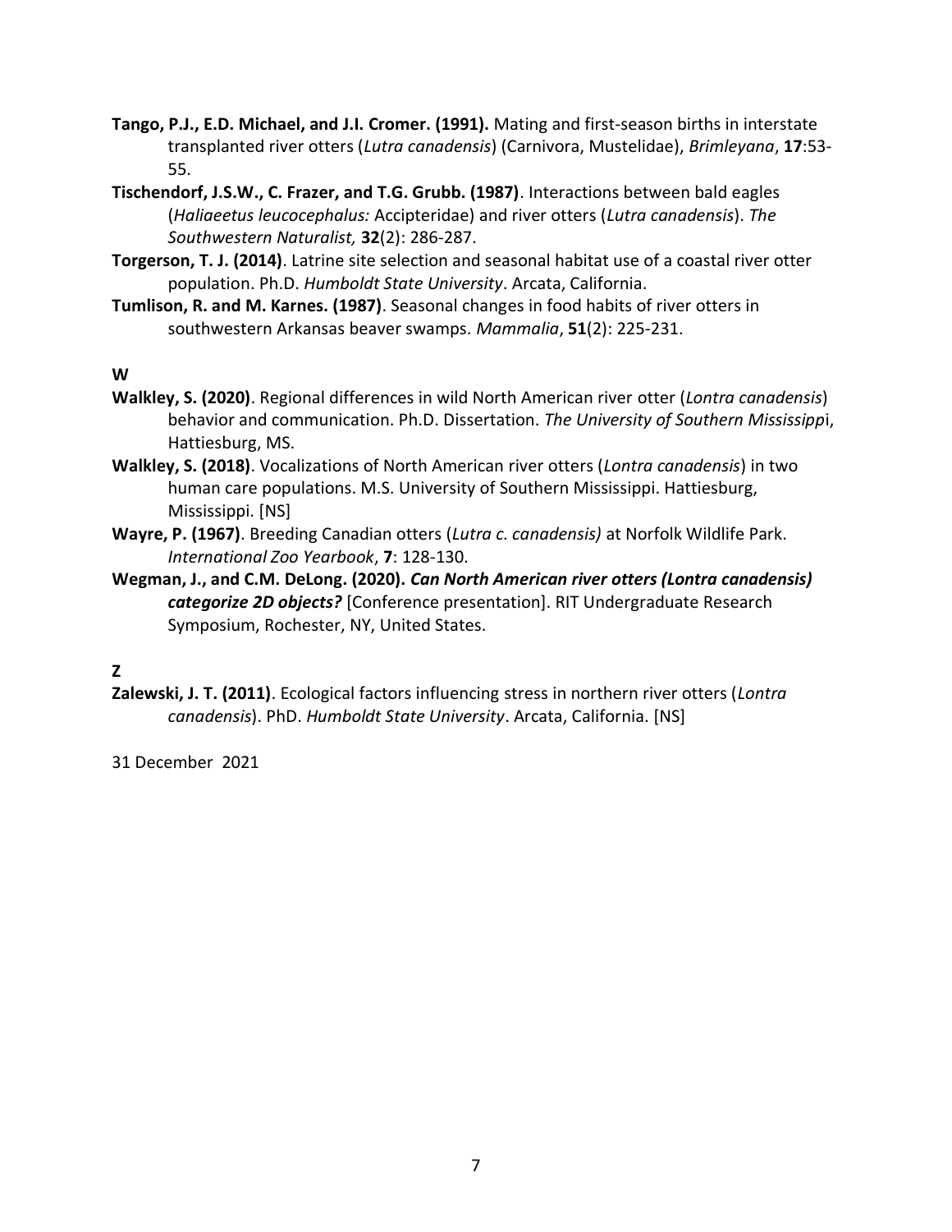**Tango, P.J., E.D. Michael, and J.I. Cromer. (1991).** Mating and first-season births in interstate transplanted river otters (*Lutra canadensis*) (Carnivora, Mustelidae), *Brimleyana*, **17**:53-55.

**Tischendorf, J.S.W., C. Frazer, and T.G. Grubb. (1987)**. Interactions between bald eagles (*Haliaeetus leucocephalus:* Accipteridae) and river otters (*Lutra canadensis*). *The Southwestern Naturalist,* **32**(2): 286-287.

**Torgerson, T. J. (2014)**. Latrine site selection and seasonal habitat use of a coastal river otter population. Ph.D. *Humboldt State University*. Arcata, California.

**Tumlison, R. and M. Karnes. (1987)**. Seasonal changes in food habits of river otters in southwestern Arkansas beaver swamps. *Mammalia*, **51**(2): 225-231.

**W**

**Walkley, S. (2020)**. Regional differences in wild North American river otter (*Lontra canadensis*) behavior and communication. Ph.D. Dissertation. *The University of Southern Mississipp*i, Hattiesburg, MS.

**Walkley, S. (2018)**. Vocalizations of North American river otters (*Lontra canadensis*) in two human care populations. M.S. University of Southern Mississippi. Hattiesburg, Mississippi. [NS]

**Wayre, P. (1967)**. Breeding Canadian otters (*Lutra c. canadensis)* at Norfolk Wildlife Park. *International Zoo Yearbook*, **7**: 128-130.

**Wegman, J., and C.M. DeLong. (2020).** ***Can North American river otters (Lontra canadensis) categorize 2D objects?*** [Conference presentation]. RIT Undergraduate Research Symposium, Rochester, NY, United States.

**Z**

**Zalewski, J. T. (2011)**. Ecological factors influencing stress in northern river otters (*Lontra canadensis*). PhD. *Humboldt State University*. Arcata, California. [NS]

31 December 2021